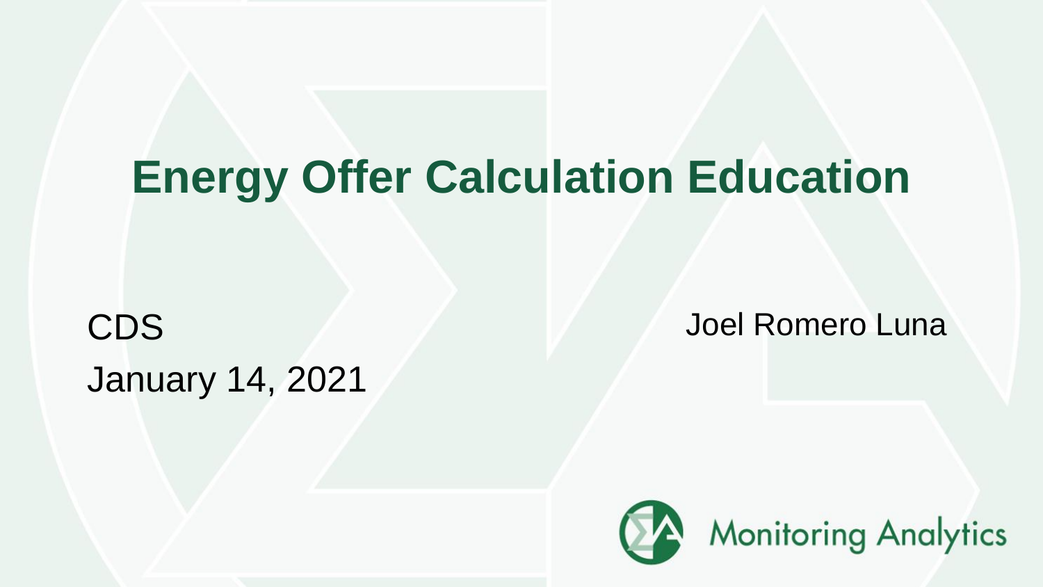# Energy Offer Calculation Education

CDS

January 14, 2021

Joel Romero Luna

Monitoring Analytics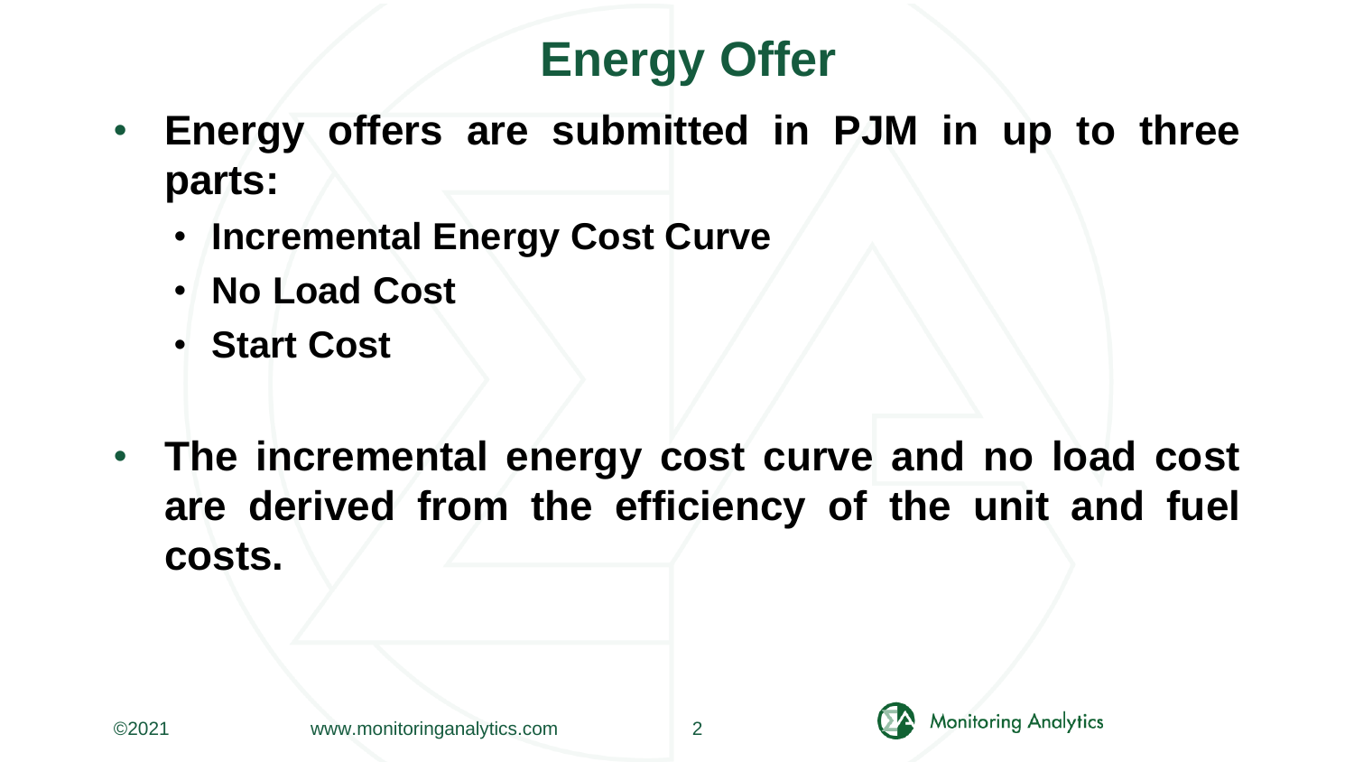# Energy Offer

- **Energy offers are submitted in PJM in up to three parts:**
  - **Incremental Energy Cost Curve**
  - **No Load Cost**
  - **Start Cost**

- **The incremental energy cost curve and no load cost are derived from the efficiency of the unit and fuel costs.**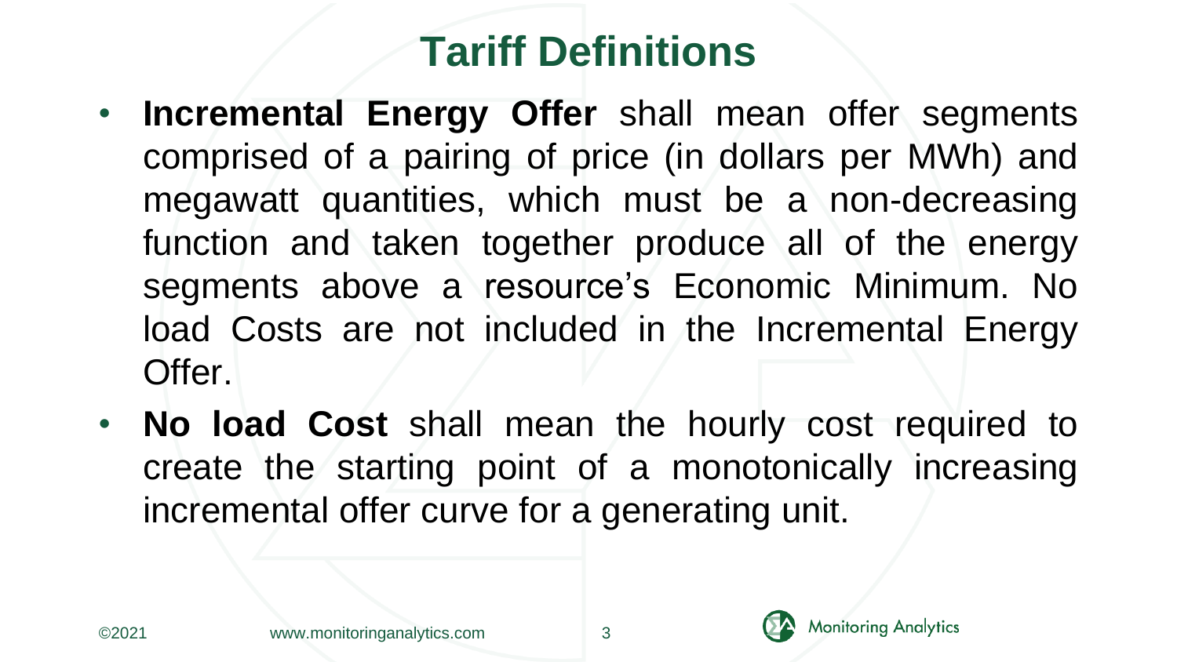# Tariff Definitions

- **Incremental Energy Offer** shall mean offer segments comprised of a pairing of price (in dollars per MWh) and megawatt quantities, which must be a non-decreasing function and taken together produce all of the energy segments above a resource's Economic Minimum. No load Costs are not included in the Incremental Energy Offer.
- **No load Cost** shall mean the hourly cost required to create the starting point of a monotonically increasing incremental offer curve for a generating unit.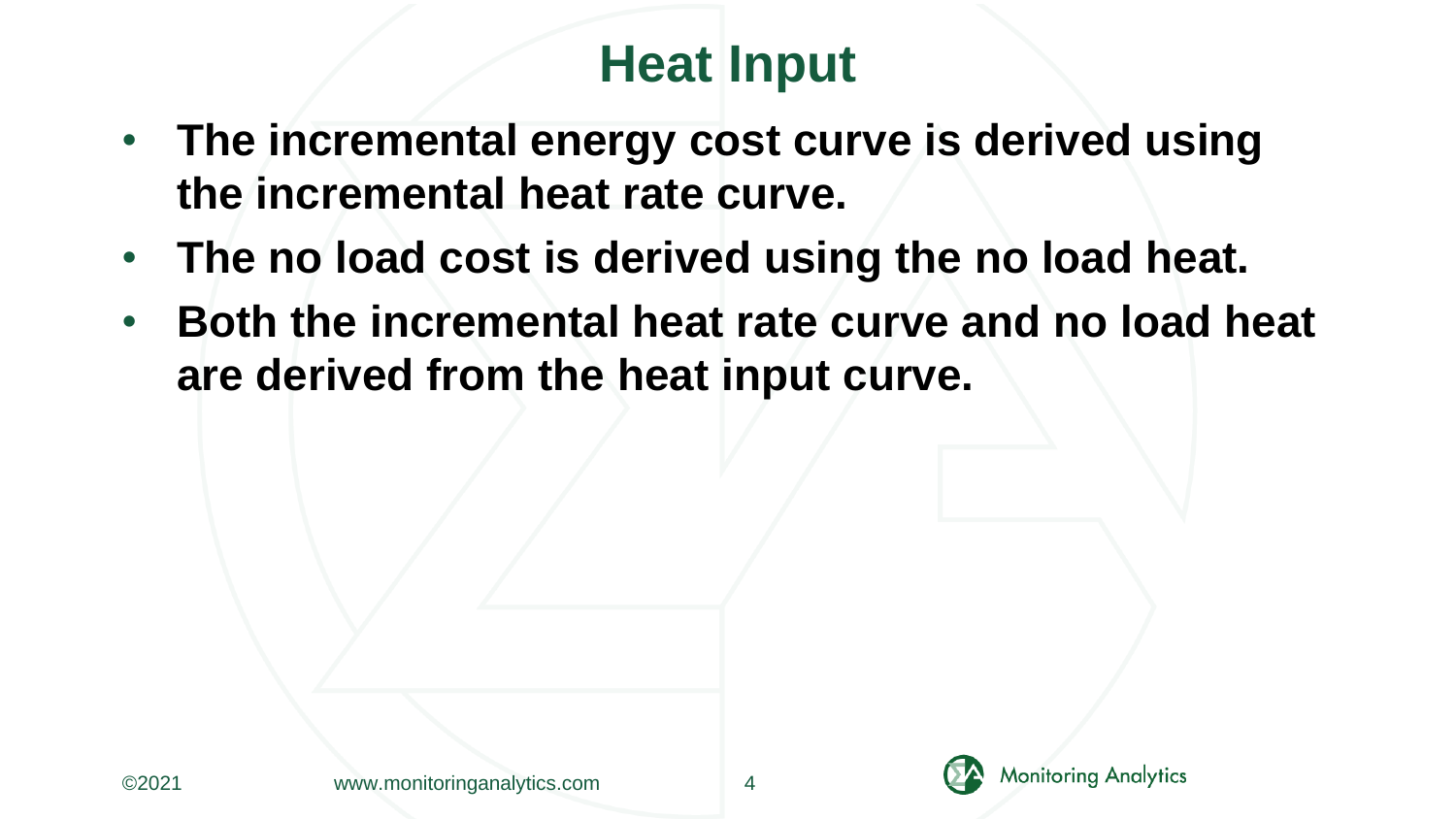# Heat Input

- **The incremental energy cost curve is derived using the incremental heat rate curve.**
- **The no load cost is derived using the no load heat.**
- **Both the incremental heat rate curve and no load heat are derived from the heat input curve.**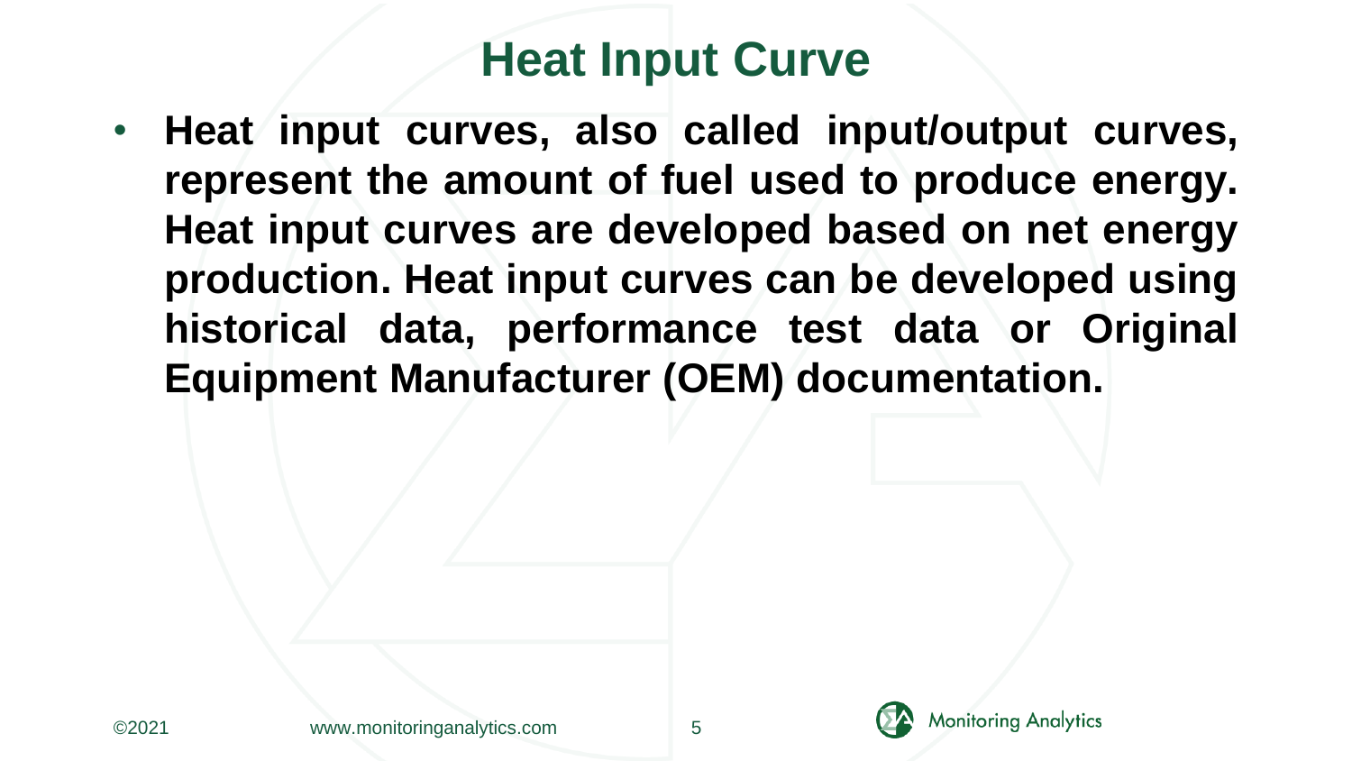# Heat Input Curve

- **Heat input curves, also called input/output curves, represent the amount of fuel used to produce energy. Heat input curves are developed based on net energy production. Heat input curves can be developed using historical data, performance test data or Original Equipment Manufacturer (OEM) documentation.**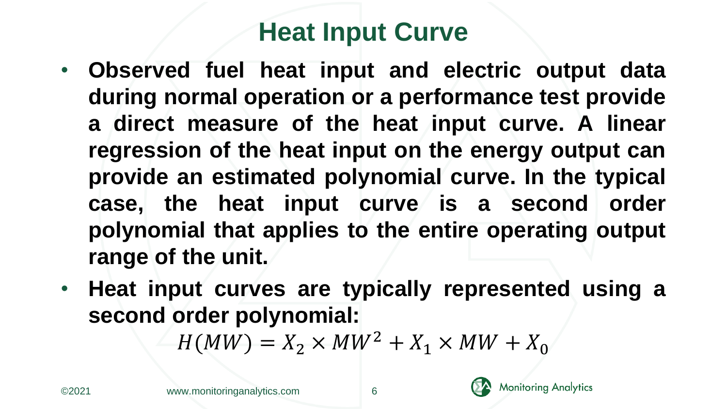# Heat Input Curve

- **Observed fuel heat input and electric output data during normal operation or a performance test provide a direct measure of the heat input curve. A linear regression of the heat input on the energy output can provide an estimated polynomial curve. In the typical case, the heat input curve is a second order polynomial that applies to the entire operating output range of the unit.**
- **Heat input curves are typically represented using a second order polynomial:**

$$H(MW) = X_2 \times MW^2 + X_1 \times MW + X_0$$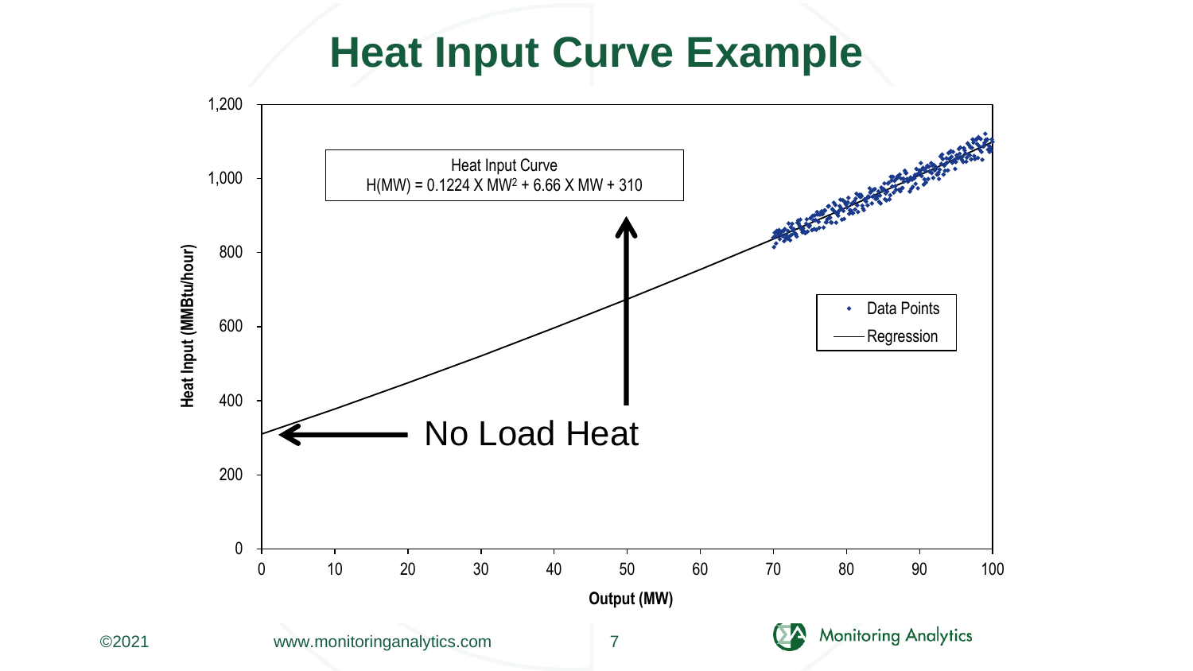# Heat Input Curve Example

Heat Input Curve

$H(MW) = 0.1224 \times MW^2 + 6.66 \times MW + 310$

No Load Heat

Heat Input (MMBtu/hour)

Output (MW)

Data Points

Regression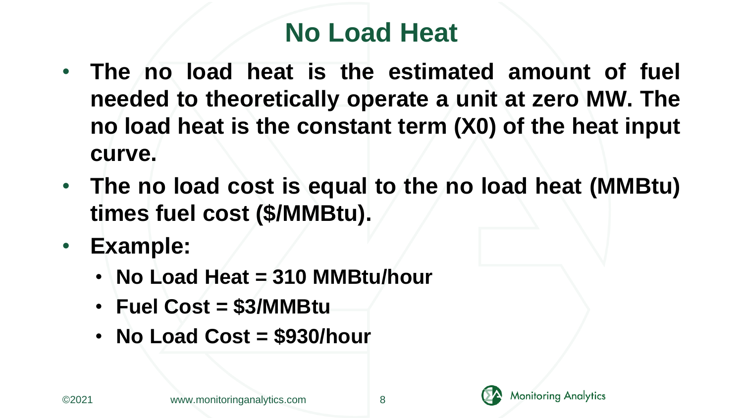# No Load Heat

- **The no load heat is the estimated amount of fuel needed to theoretically operate a unit at zero MW. The no load heat is the constant term (X0) of the heat input curve.**
- **The no load cost is equal to the no load heat (MMBtu) times fuel cost ($/MMBtu).**
- **Example:**
  - **No Load Heat = 310 MMBtu/hour**
  - **Fuel Cost = $3/MMBtu**
  - **No Load Cost = $930/hour**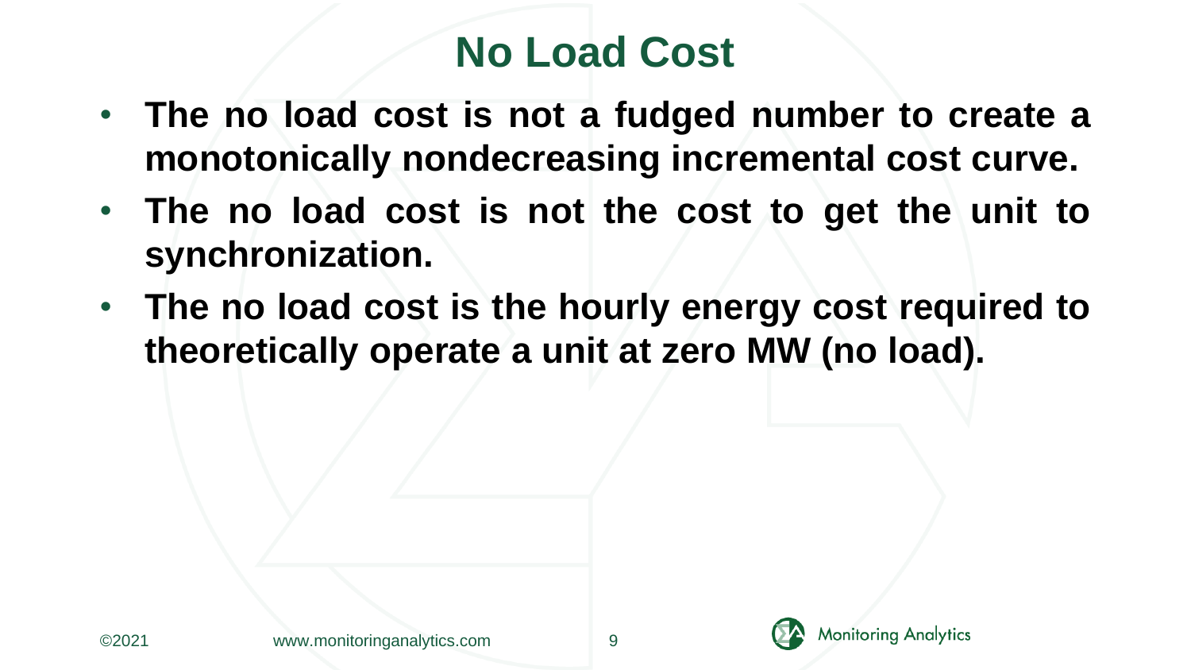# No Load Cost

- **The no load cost is not a fudged number to create a monotonically nondecreasing incremental cost curve.**
- **The no load cost is not the cost to get the unit to synchronization.**
- **The no load cost is the hourly energy cost required to theoretically operate a unit at zero MW (no load).**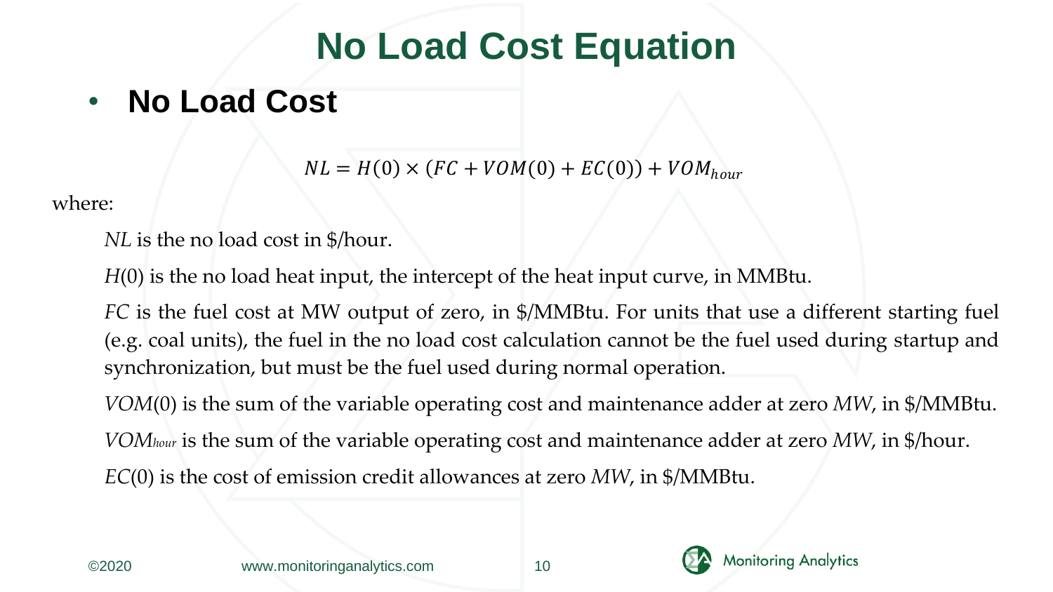# No Load Cost Equation

- **No Load Cost**

$$NL = H(0) \times (FC + VOM(0) + EC(0)) + VOM_{hour}$$

where:

*NL* is the no load cost in $/hour.

$H(0)$ is the no load heat input, the intercept of the heat input curve, in MMBtu.

*FC* is the fuel cost at MW output of zero, in $/MMBtu. For units that use a different starting fuel (e.g. coal units), the fuel in the no load cost calculation cannot be the fuel used during startup and synchronization, but must be the fuel used during normal operation.

$VOM(0)$ is the sum of the variable operating cost and maintenance adder at zero *MW*, in $/MMBtu.

$VOM_{hour}$ is the sum of the variable operating cost and maintenance adder at zero *MW*, in $/hour.

$EC(0)$ is the cost of emission credit allowances at zero *MW*, in $/MMBtu.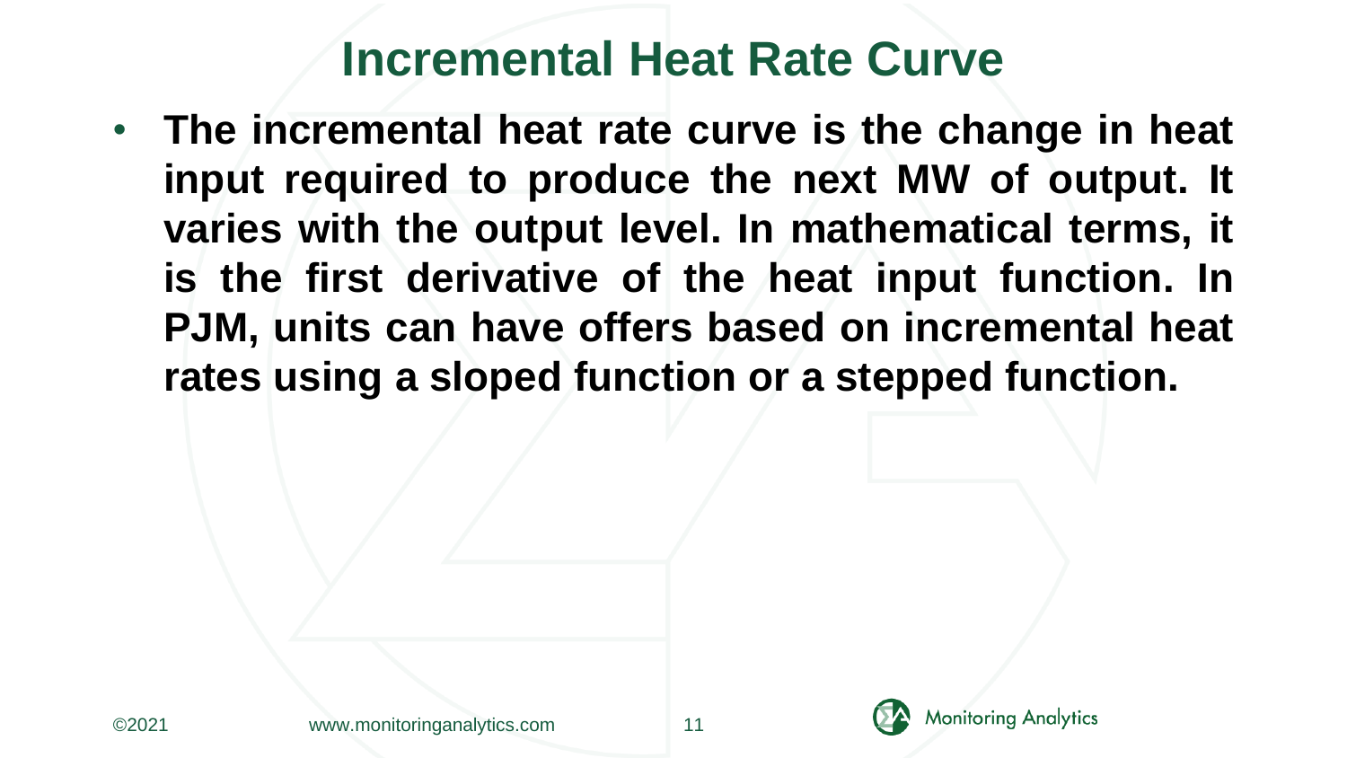# Incremental Heat Rate Curve

- **The incremental heat rate curve is the change in heat input required to produce the next MW of output. It varies with the output level. In mathematical terms, it is the first derivative of the heat input function. In PJM, units can have offers based on incremental heat rates using a sloped function or a stepped function.**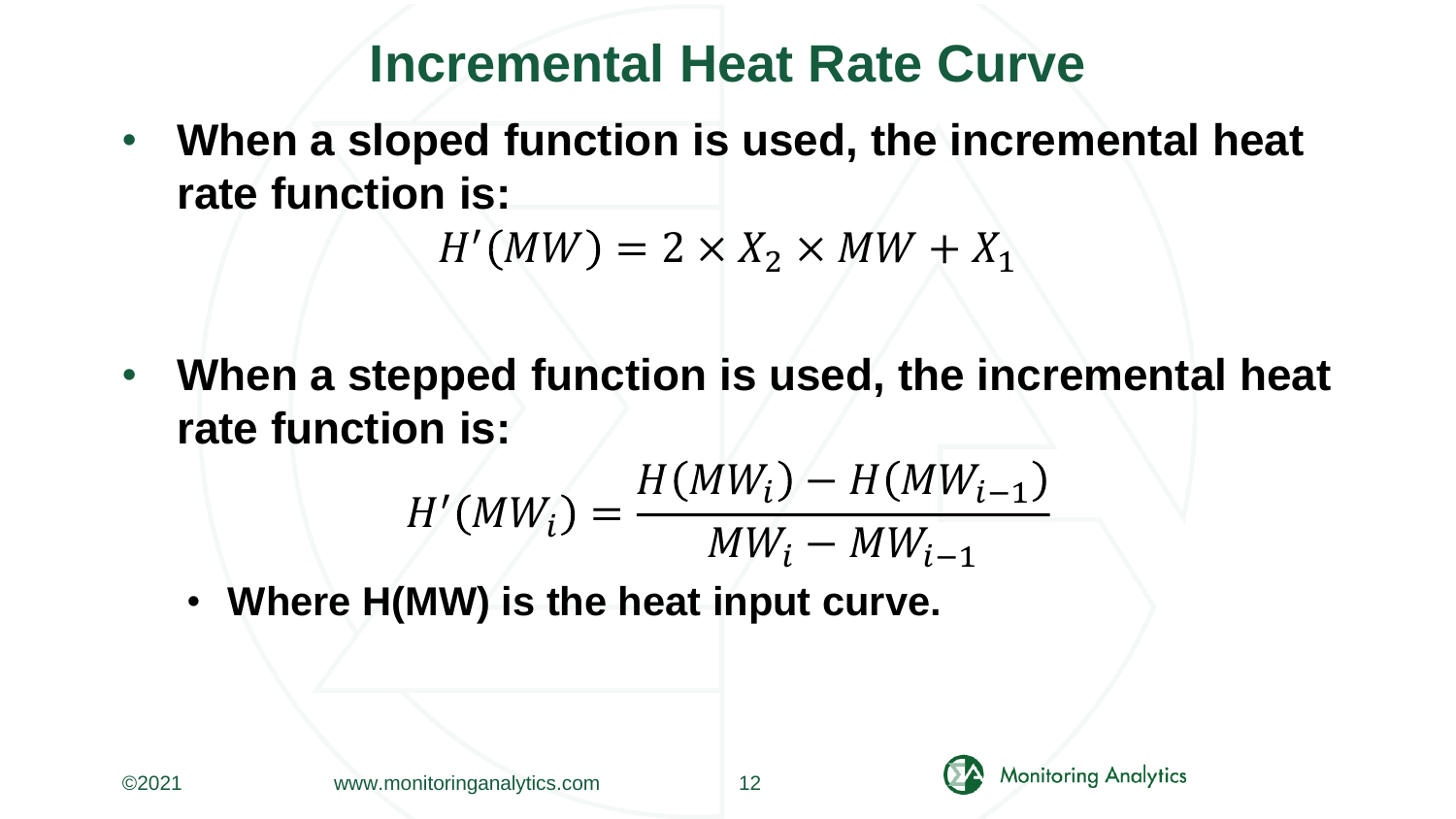# Incremental Heat Rate Curve

- **When a sloped function is used, the incremental heat rate function is:**

$$H'(MW) = 2 \times X_2 \times MW + X_1$$

- **When a stepped function is used, the incremental heat rate function is:**

$$H'(MW_i) = \frac{H(MW_i) - H(MW_{i-1})}{MW_i - MW_{i-1}}$$

  - **Where H(MW) is the heat input curve.**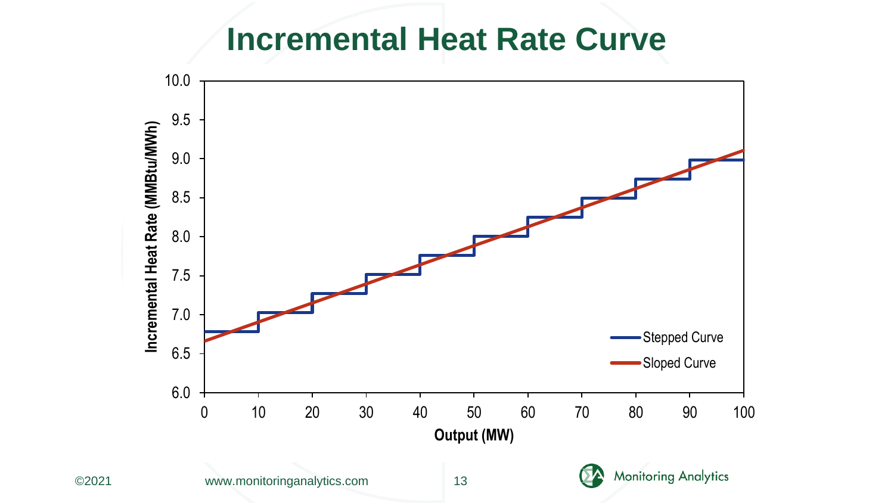# Incremental Heat Rate Curve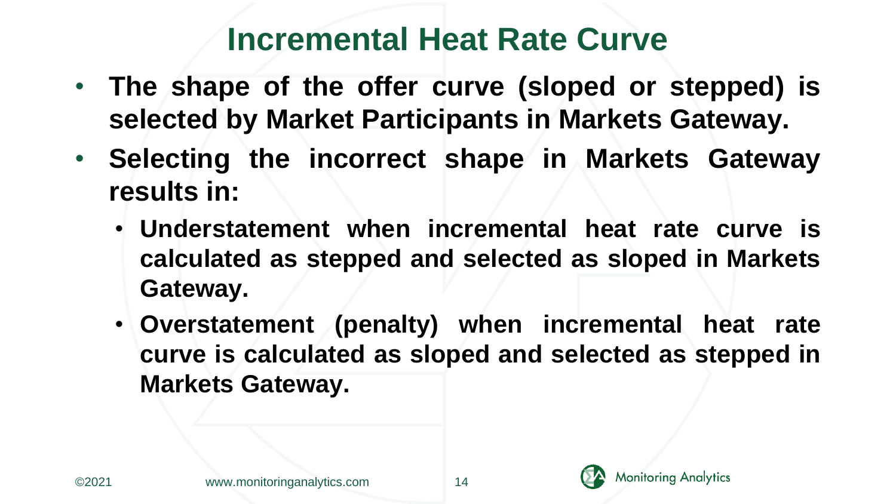# Incremental Heat Rate Curve

- **The shape of the offer curve (sloped or stepped) is selected by Market Participants in Markets Gateway.**
- **Selecting the incorrect shape in Markets Gateway results in:**
  - **Understatement when incremental heat rate curve is calculated as stepped and selected as sloped in Markets Gateway.**
  - **Overstatement (penalty) when incremental heat rate curve is calculated as sloped and selected as stepped in Markets Gateway.**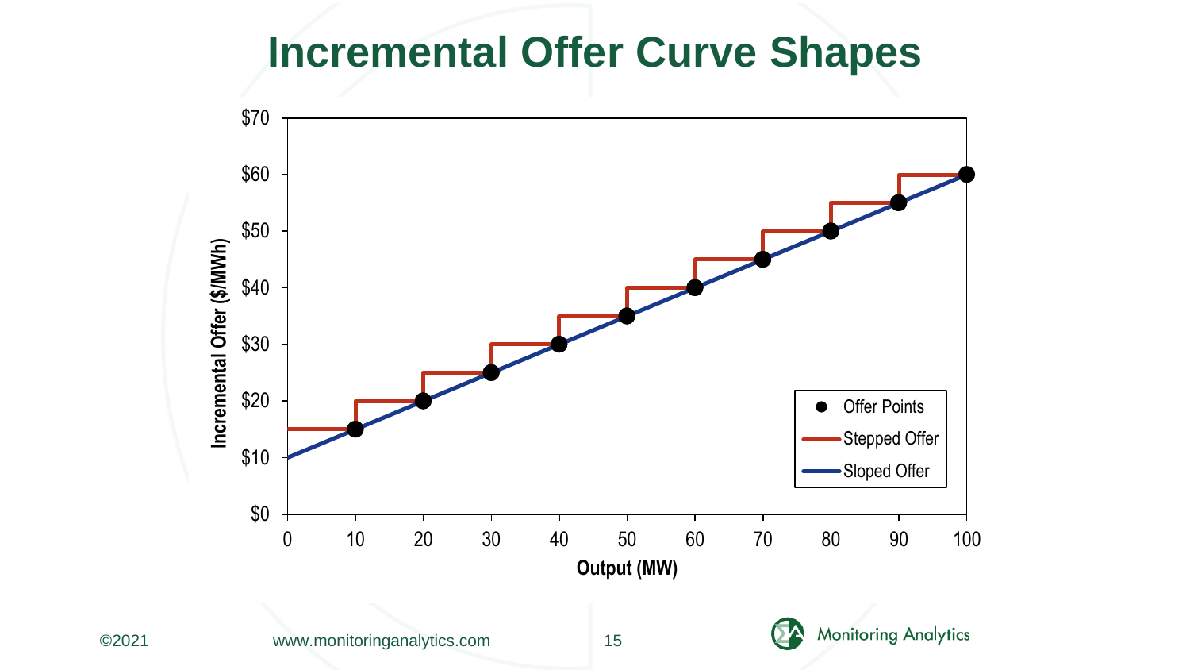# Incremental Offer Curve Shapes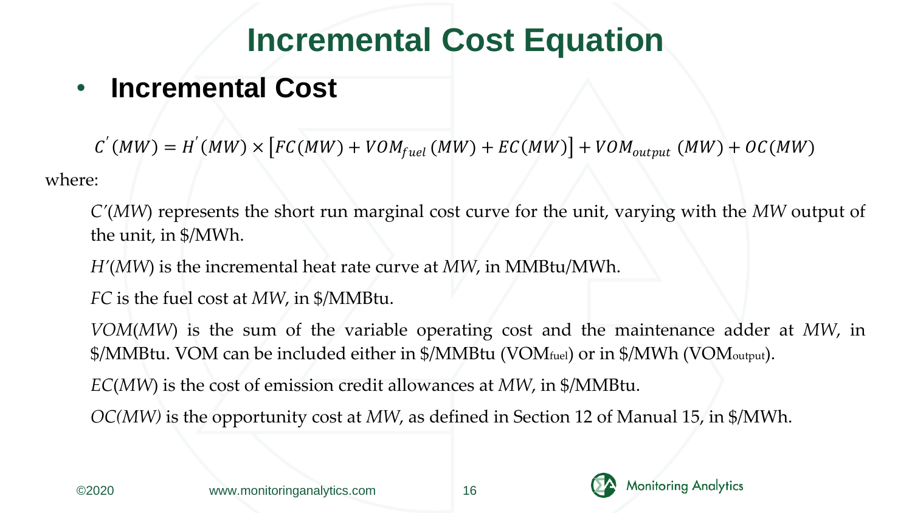# Incremental Cost Equation

- **Incremental Cost**

$$C^{'}(MW) = H^{'}(MW) \times \left[FC(MW) + VOM_{fuel}(MW) + EC(MW)\right] + VOM_{output}(MW) + OC(MW)$$

where:

*C'*(*MW*) represents the short run marginal cost curve for the unit, varying with the *MW* output of the unit, in $/MWh.

*H'*(*MW*) is the incremental heat rate curve at *MW*, in MMBtu/MWh.

*FC* is the fuel cost at *MW*, in $/MMBtu.

*VOM*(*MW*) is the sum of the variable operating cost and the maintenance adder at *MW*, in $/MMBtu. VOM can be included either in $/MMBtu ($VOM_{fuel}$) or in $/MWh ($VOM_{output}$).

*EC*(*MW*) is the cost of emission credit allowances at *MW*, in $/MMBtu.

*OC(MW)* is the opportunity cost at *MW*, as defined in Section 12 of Manual 15, in $/MWh.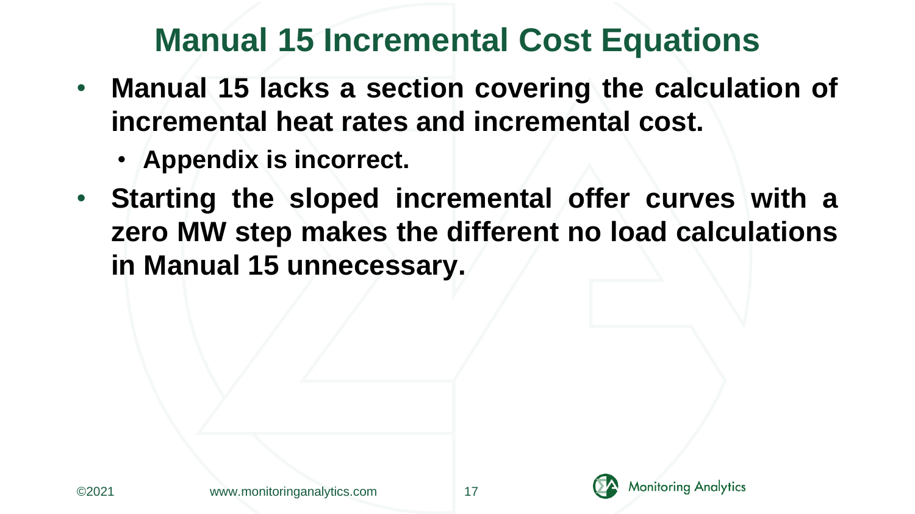# Manual 15 Incremental Cost Equations

- **Manual 15 lacks a section covering the calculation of incremental heat rates and incremental cost.**
  - **Appendix is incorrect.**
- **Starting the sloped incremental offer curves with a zero MW step makes the different no load calculations in Manual 15 unnecessary.**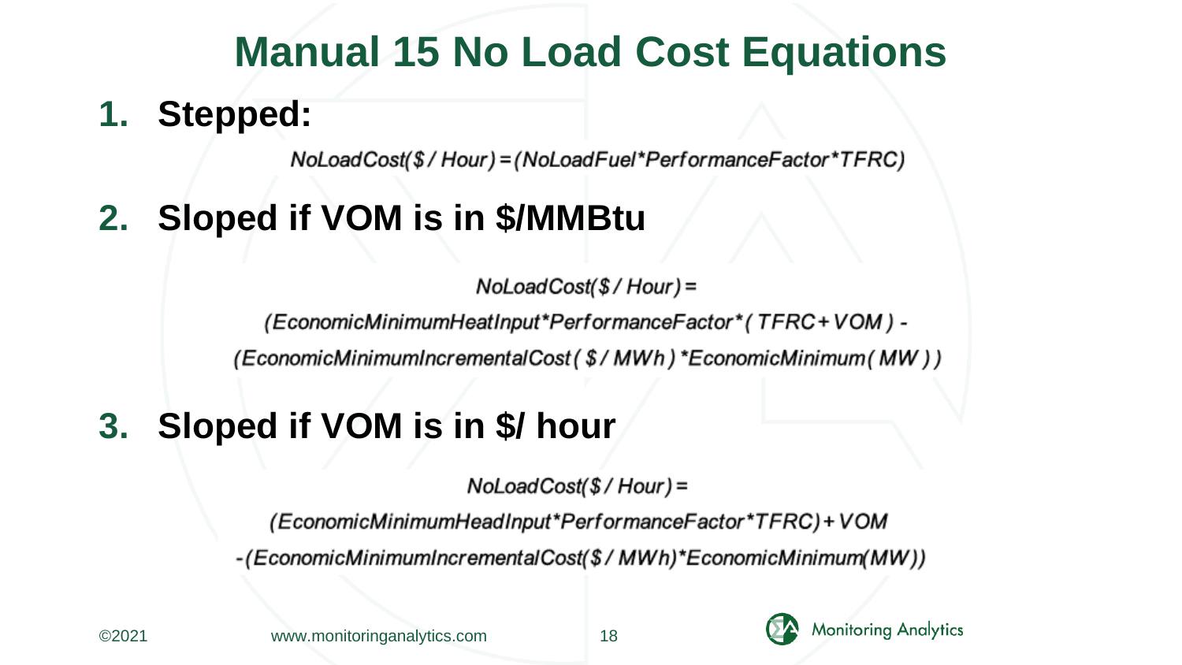# Manual 15 No Load Cost Equations

1. **Stepped:**

$$NoLoadCost(\$/Hour) = (NoLoadFuel * PerformanceFactor * TFRC)$$

2. **Sloped if VOM is in $/MMBtu**

$$NoLoadCost(\$/Hour) =$$
$$(EconomicMinimumHeatInput * PerformanceFactor * (TFRC + VOM) -$$
$$(EconomicMinimumIncrementalCost(\$/MWh) * EconomicMinimum(MW))$$

3. **Sloped if VOM is in $/ hour**

$$NoLoadCost(\$/Hour) =$$
$$(EconomicMinimumHeadInput * PerformanceFactor * TFRC) + VOM$$
$$-(EconomicMinimumIncrementalCost(\$/MWh) * EconomicMinimum(MW))$$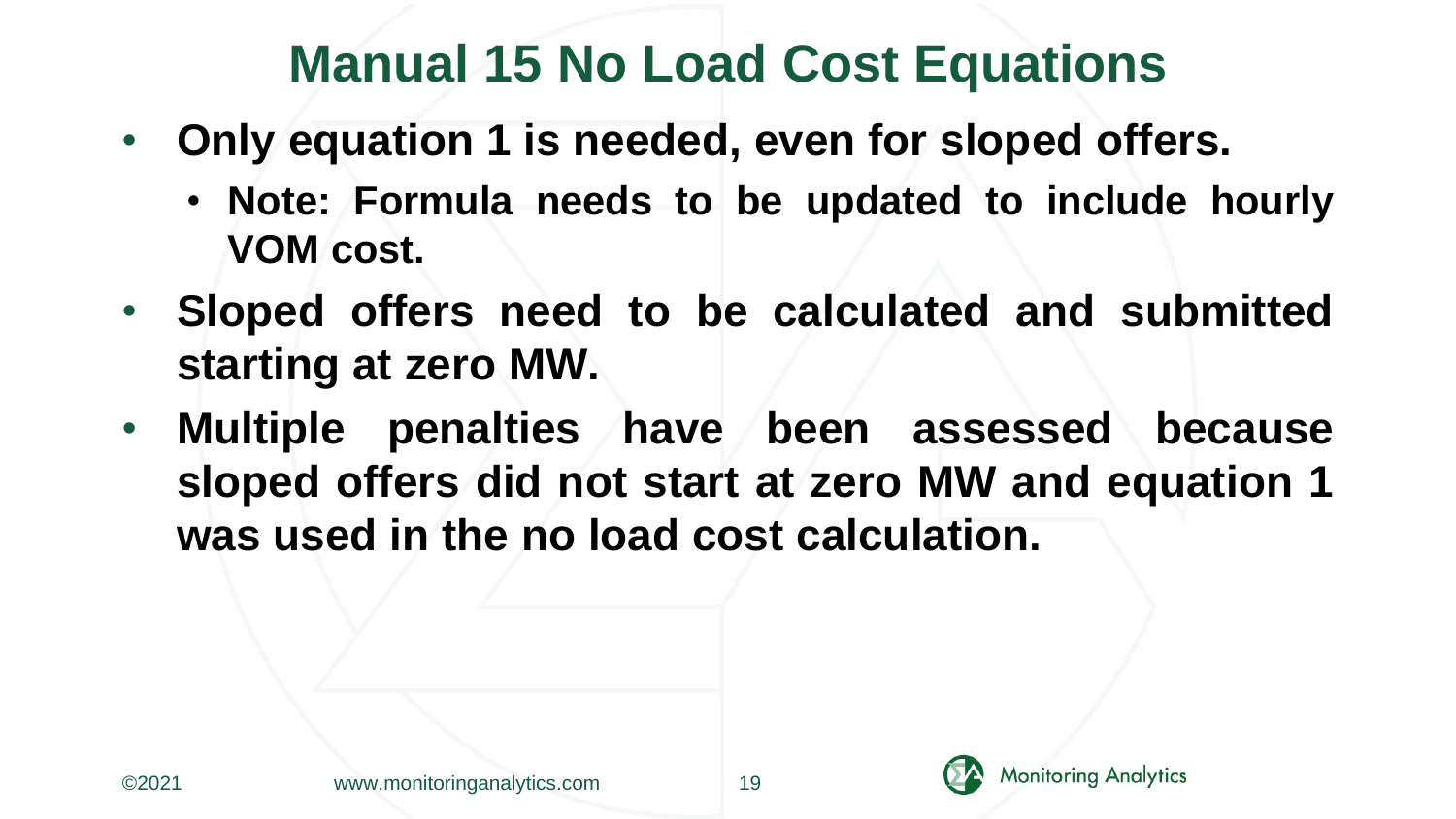# Manual 15 No Load Cost Equations

- **Only equation 1 is needed, even for sloped offers.**
  - **Note: Formula needs to be updated to include hourly VOM cost.**
- **Sloped offers need to be calculated and submitted starting at zero MW.**
- **Multiple penalties have been assessed because sloped offers did not start at zero MW and equation 1 was used in the no load cost calculation.**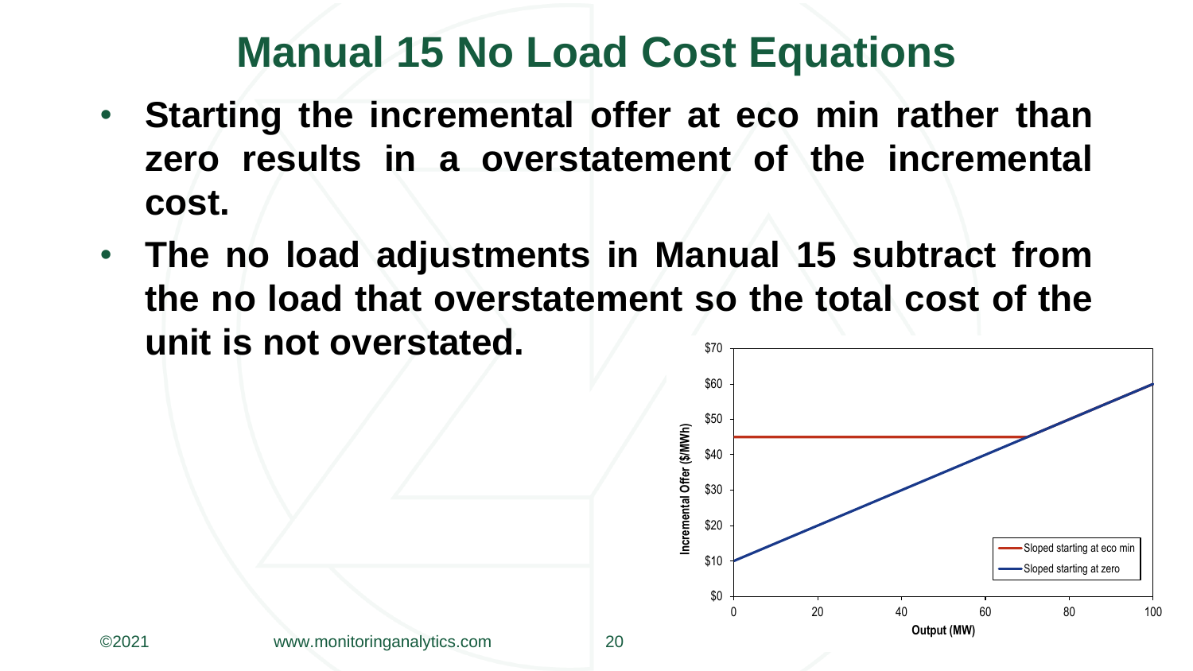# Manual 15 No Load Cost Equations

- **Starting the incremental offer at eco min rather than zero results in a overstatement of the incremental cost.**
- **The no load adjustments in Manual 15 subtract from the no load that overstatement so the total cost of the unit is not overstated.**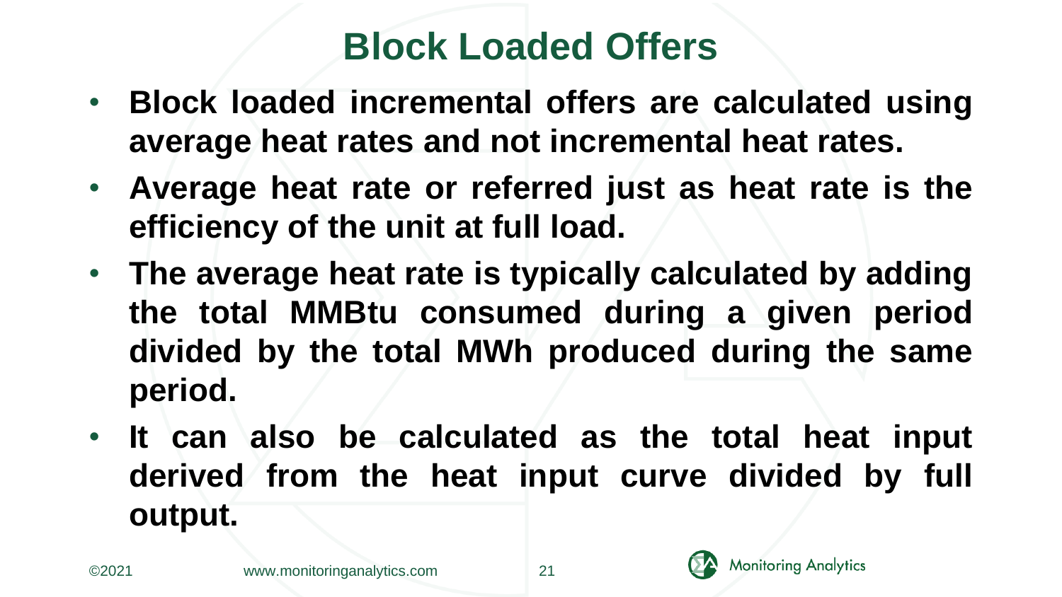# Block Loaded Offers

- **Block loaded incremental offers are calculated using average heat rates and not incremental heat rates.**
- **Average heat rate or referred just as heat rate is the efficiency of the unit at full load.**
- **The average heat rate is typically calculated by adding the total MMBtu consumed during a given period divided by the total MWh produced during the same period.**
- **It can also be calculated as the total heat input derived from the heat input curve divided by full output.**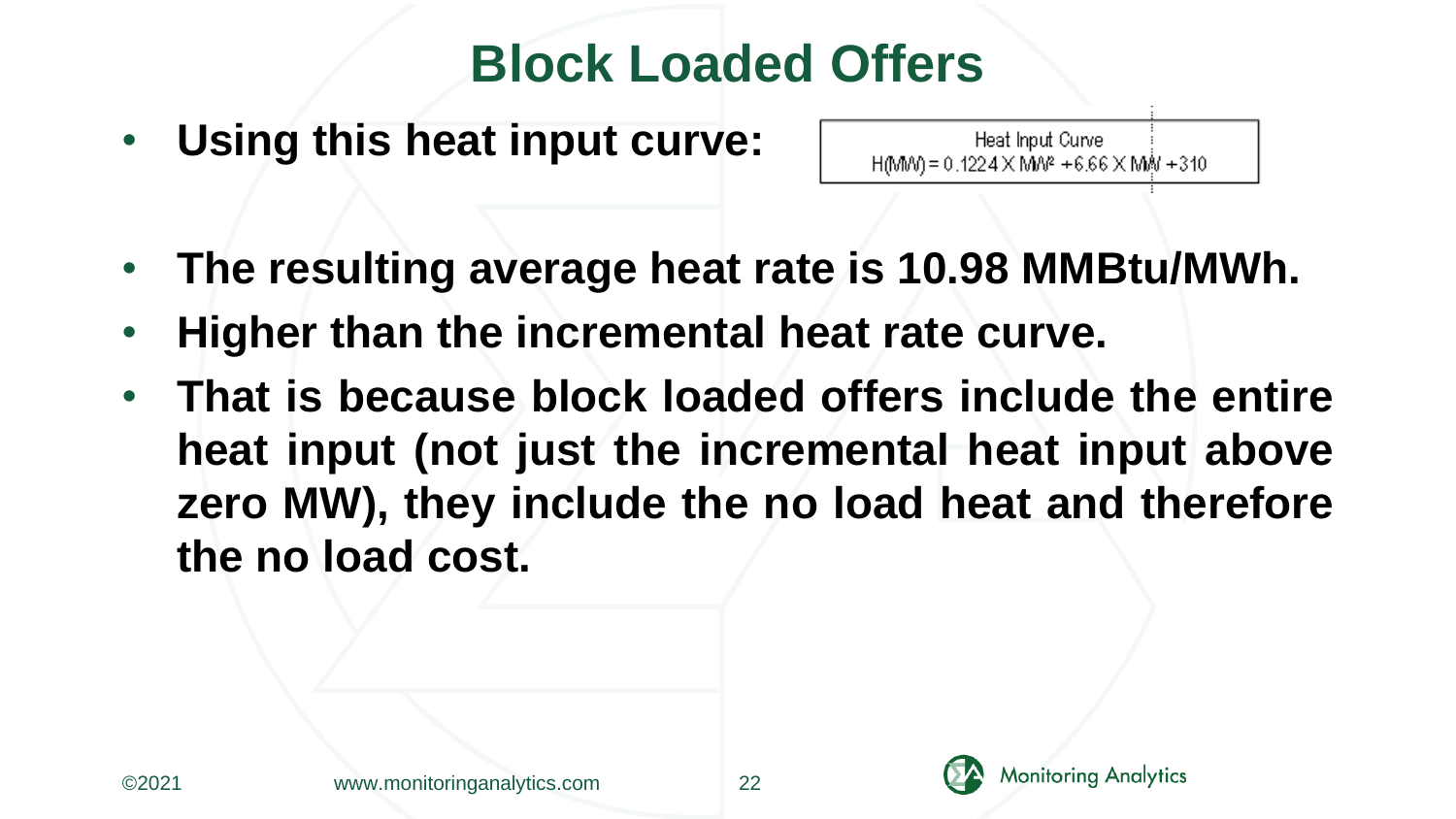# Block Loaded Offers

- **Using this heat input curve:**

  Heat Input Curve
  $H(MW) = 0.1224 \times MW^2 + 6.66 \times MW + 310$

- **The resulting average heat rate is 10.98 MMBtu/MWh.**
- **Higher than the incremental heat rate curve.**
- **That is because block loaded offers include the entire heat input (not just the incremental heat input above zero MW), they include the no load heat and therefore the no load cost.**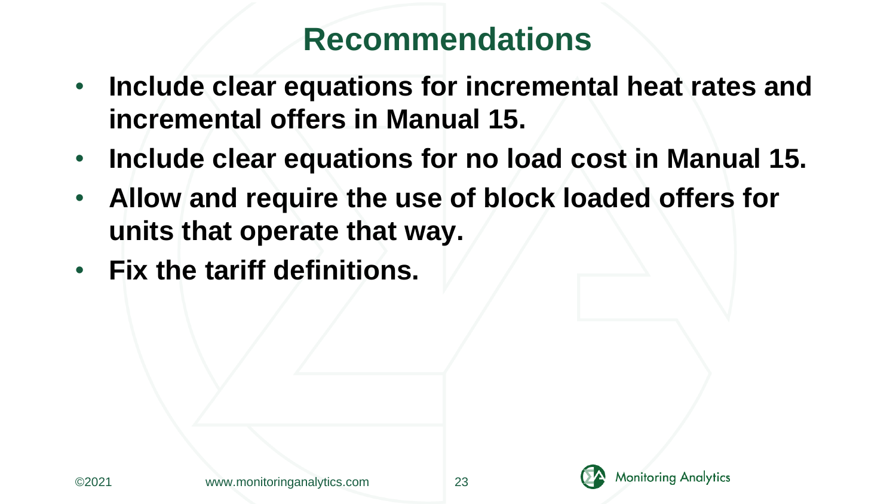# Recommendations

- **Include clear equations for incremental heat rates and incremental offers in Manual 15.**
- **Include clear equations for no load cost in Manual 15.**
- **Allow and require the use of block loaded offers for units that operate that way.**
- **Fix the tariff definitions.**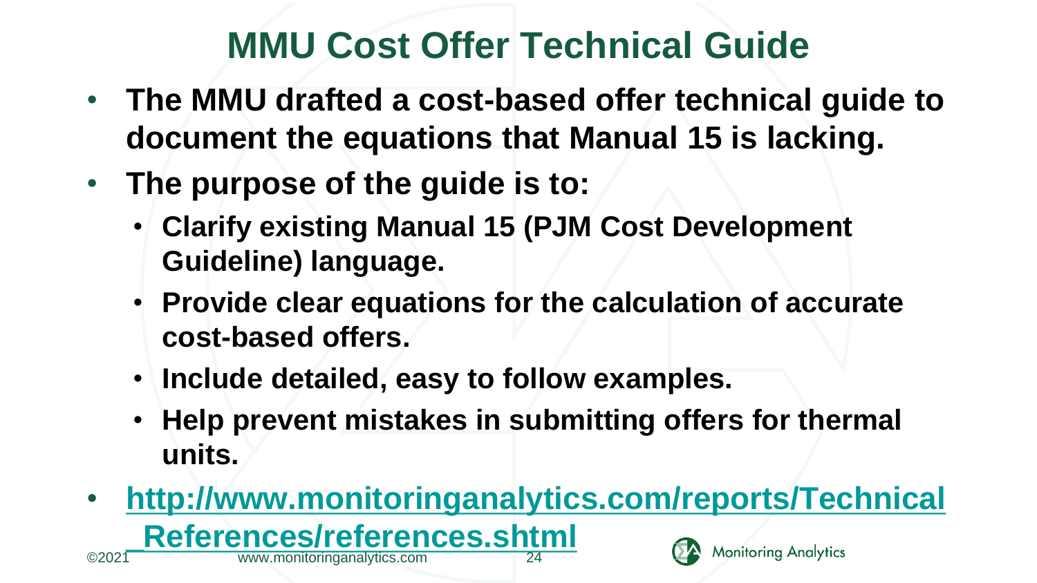# MMU Cost Offer Technical Guide

- The MMU drafted a cost-based offer technical guide to document the equations that Manual 15 is lacking.
- The purpose of the guide is to:
  - Clarify existing Manual 15 (PJM Cost Development Guideline) language.
  - Provide clear equations for the calculation of accurate cost-based offers.
  - Include detailed, easy to follow examples.
  - Help prevent mistakes in submitting offers for thermal units.
- http://www.monitoringanalytics.com/reports/Technical_References/references.shtml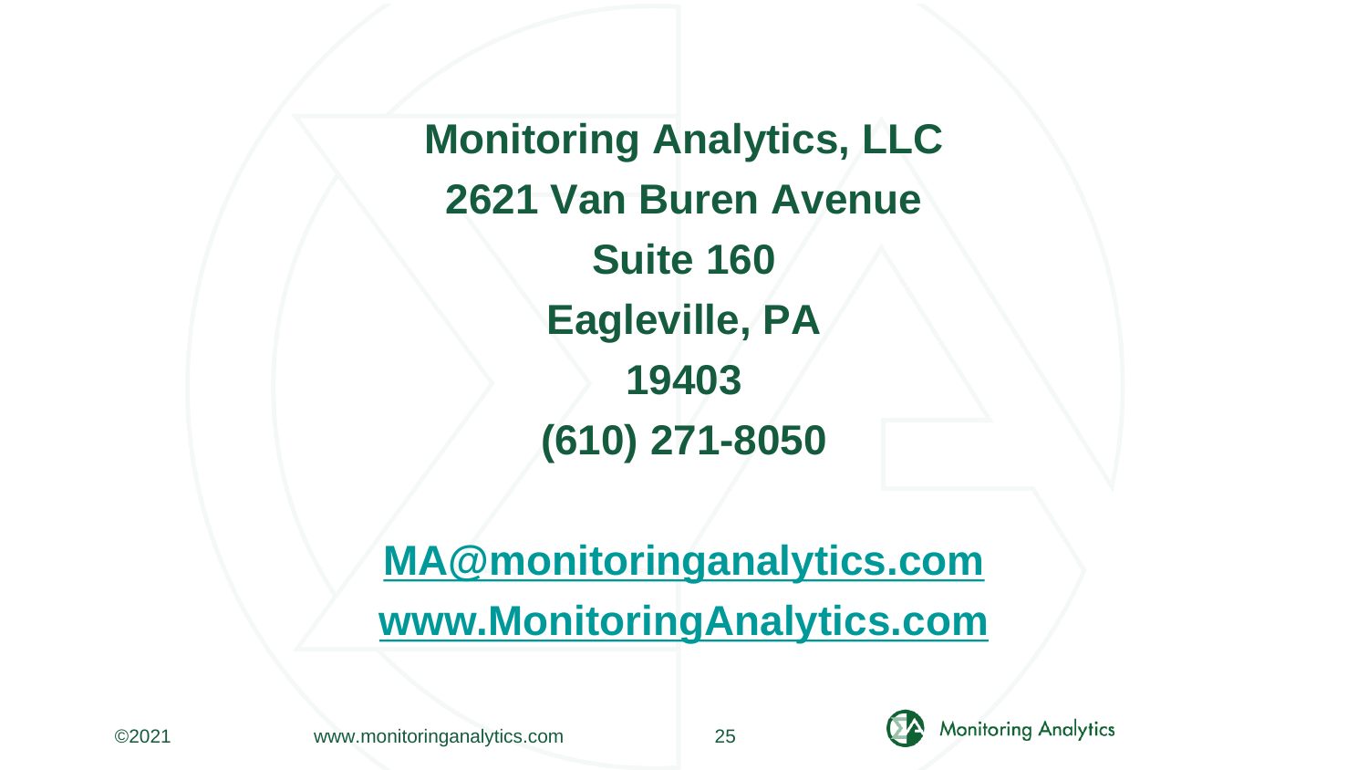**Monitoring Analytics, LLC**

**2621 Van Buren Avenue**

**Suite 160**

**Eagleville, PA**

**19403**

**(610) 271-8050**

**MA@monitoringanalytics.com**

**www.MonitoringAnalytics.com**